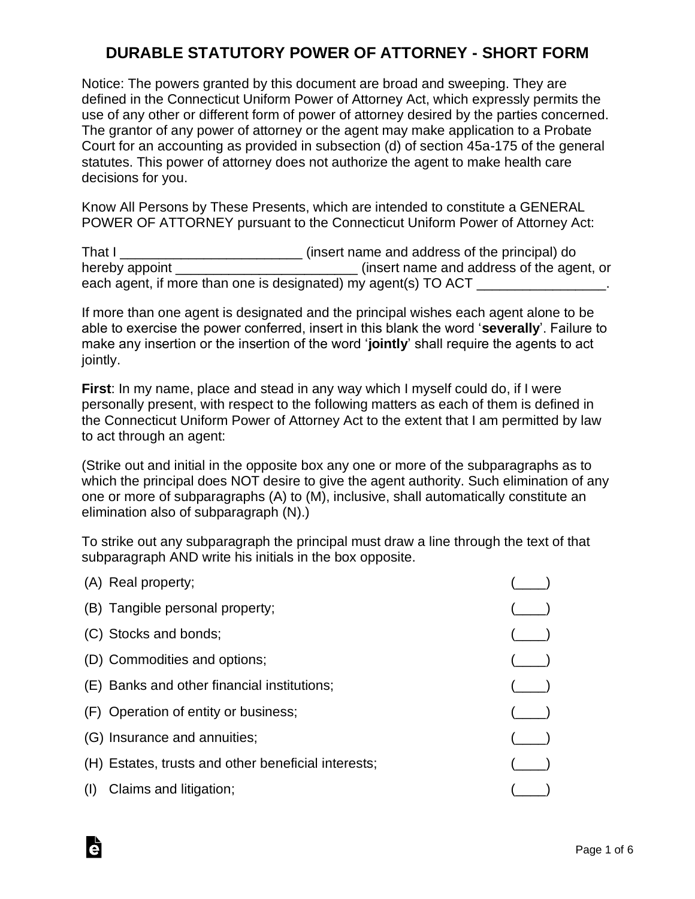# DURABLE STATUTORY POWER OF ATTORNEY - SHORT FORM

Notice: The powers granted by this document are broad and sweeping. They are defined in the Connecticut Uniform Power of Attorney Act, which expressly permits the use of any other or different form of power of attorney desired by the parties concerned. The grantor of any power of attorney or the agent may make application to a Probate Court for an accounting as provided in subsection (d) of section 45a-175 of the general statutes. This power of attorney does not authorize the agent to make health care decisions for you.

Know All Persons by These Presents, which are intended to constitute a GENERAL POWER OF ATTORNEY pursuant to the Connecticut Uniform Power of Attorney Act:

That I ________________________ (insert name and address of the principal) do hereby appoint ________________________ (insert name and address of the agent, or each agent, if more than one is designated) my agent(s) TO ACT _________________.

If more than one agent is designated and the principal wishes each agent alone to be able to exercise the power conferred, insert in this blank the word '**severally**'. Failure to make any insertion or the insertion of the word '**jointly**' shall require the agents to act jointly.

**First**: In my name, place and stead in any way which I myself could do, if I were personally present, with respect to the following matters as each of them is defined in the Connecticut Uniform Power of Attorney Act to the extent that I am permitted by law to act through an agent:

(Strike out and initial in the opposite box any one or more of the subparagraphs as to which the principal does NOT desire to give the agent authority. Such elimination of any one or more of subparagraphs (A) to (M), inclusive, shall automatically constitute an elimination also of subparagraph (N).)

To strike out any subparagraph the principal must draw a line through the text of that subparagraph AND write his initials in the box opposite.

(A) Real property; (____)

(B) Tangible personal property; (____)

(C) Stocks and bonds; (____)

(D) Commodities and options; (____)

(E) Banks and other financial institutions; (____)

(F) Operation of entity or business; (____)

(G) Insurance and annuities; (____)

(H) Estates, trusts and other beneficial interests; (____)

(I) Claims and litigation; (____)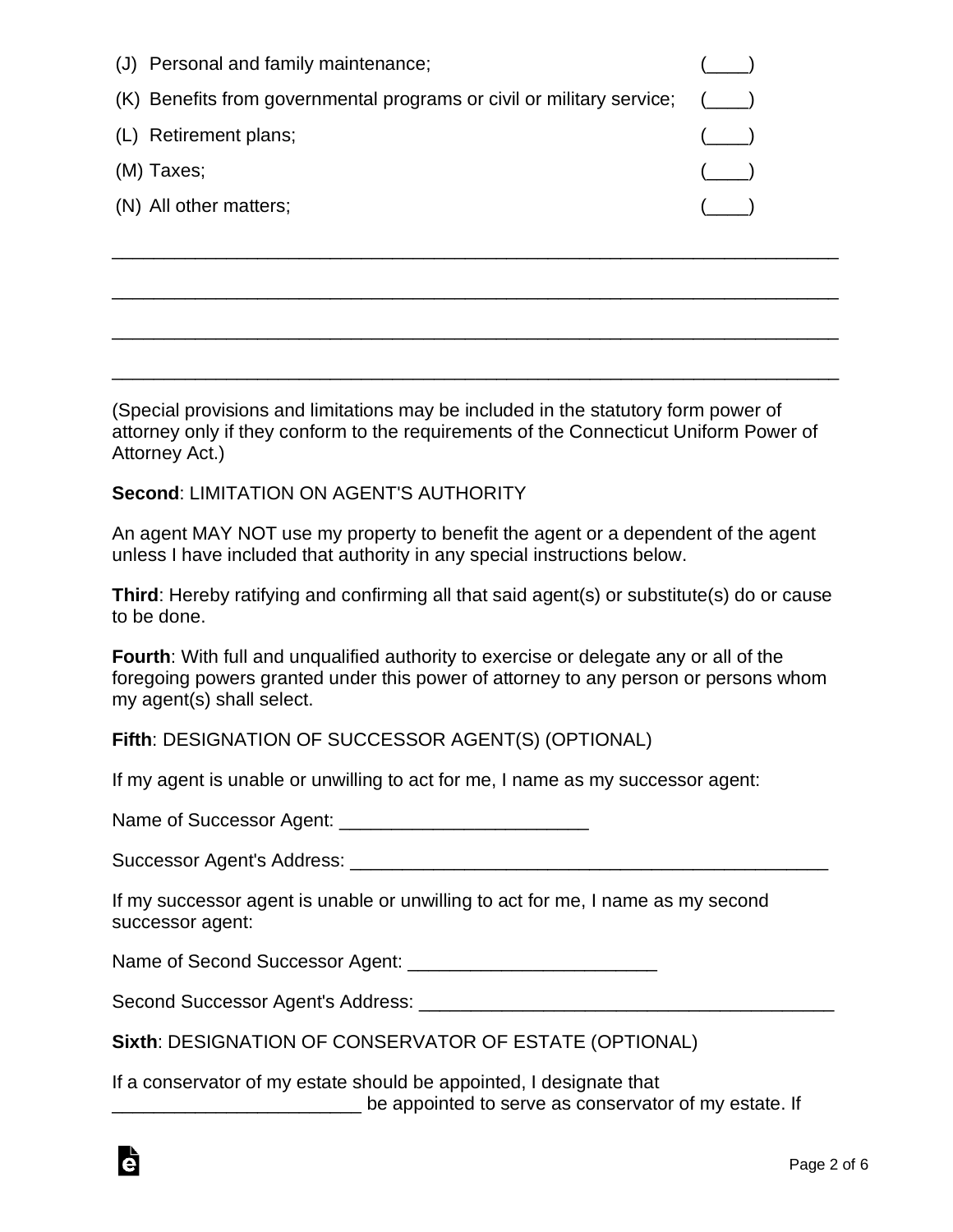(J) Personal and family maintenance; (____)

(K) Benefits from governmental programs or civil or military service; (____)

(L) Retirement plans; (____)

(M) Taxes; (____)

(N) All other matters; (____)

_____________________________________________________________________

_____________________________________________________________________

_____________________________________________________________________

_____________________________________________________________________

(Special provisions and limitations may be included in the statutory form power of attorney only if they conform to the requirements of the Connecticut Uniform Power of Attorney Act.)

**Second**: LIMITATION ON AGENT'S AUTHORITY

An agent MAY NOT use my property to benefit the agent or a dependent of the agent unless I have included that authority in any special instructions below.

**Third**: Hereby ratifying and confirming all that said agent(s) or substitute(s) do or cause to be done.

**Fourth**: With full and unqualified authority to exercise or delegate any or all of the foregoing powers granted under this power of attorney to any person or persons whom my agent(s) shall select.

**Fifth**: DESIGNATION OF SUCCESSOR AGENT(S) (OPTIONAL)

If my agent is unable or unwilling to act for me, I name as my successor agent:

Name of Successor Agent: ________________________

Successor Agent's Address: ________________________________________________

If my successor agent is unable or unwilling to act for me, I name as my second successor agent:

Name of Second Successor Agent: ________________________

Second Successor Agent's Address: ________________________________________

**Sixth**: DESIGNATION OF CONSERVATOR OF ESTATE (OPTIONAL)

If a conservator of my estate should be appointed, I designate that ________________________ be appointed to serve as conservator of my estate. If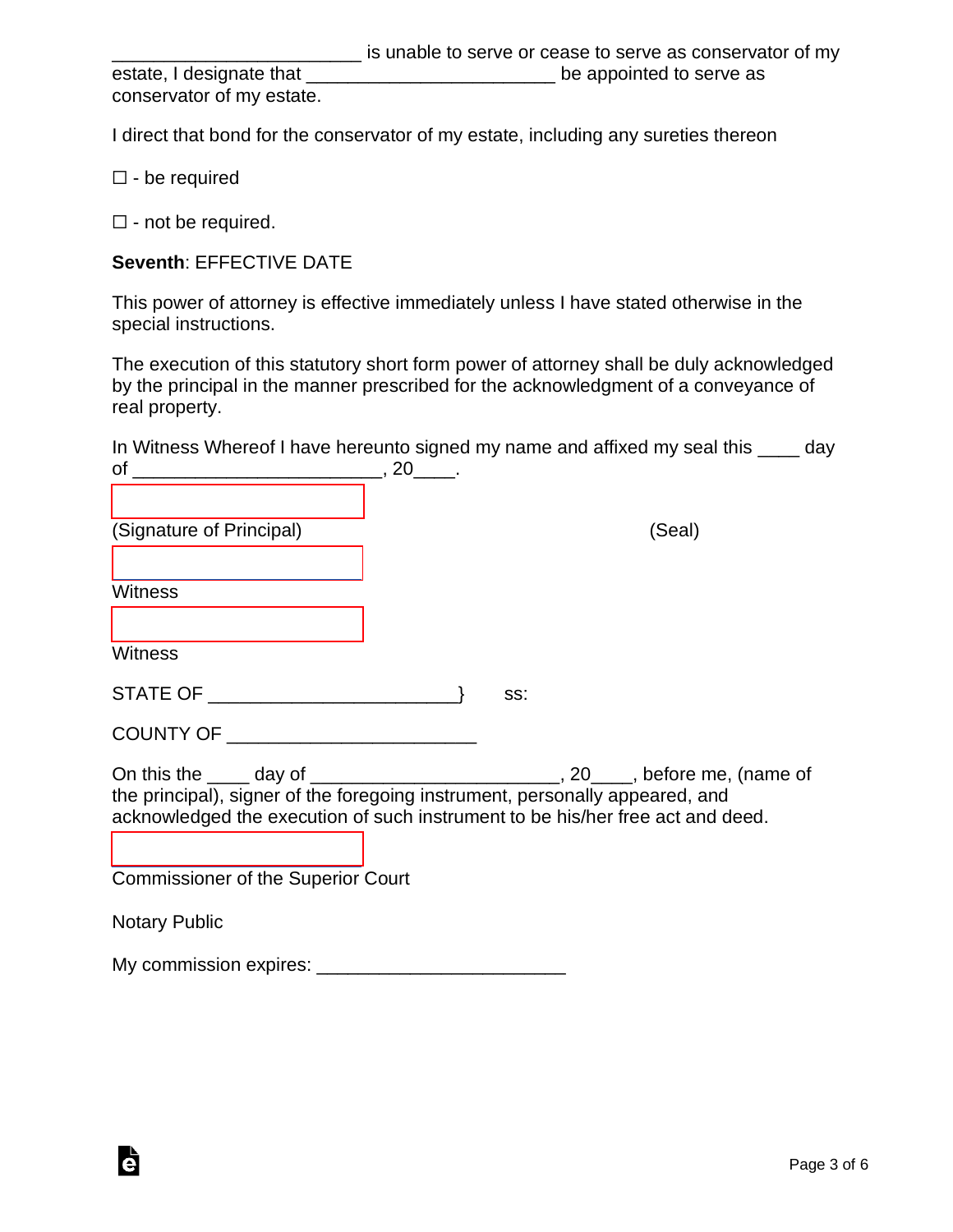________________________ is unable to serve or cease to serve as conservator of my estate, I designate that ________________________ be appointed to serve as conservator of my estate.

I direct that bond for the conservator of my estate, including any sureties thereon

☐ - be required

☐ - not be required.

**Seventh**: EFFECTIVE DATE

This power of attorney is effective immediately unless I have stated otherwise in the special instructions.

The execution of this statutory short form power of attorney shall be duly acknowledged by the principal in the manner prescribed for the acknowledgment of a conveyance of real property.

In Witness Whereof I have hereunto signed my name and affixed my seal this ____ day of ________________________, 20____.

________________________
(Signature of Principal) (Seal)

________________________
Witness

________________________
Witness

STATE OF ________________________} ss:

COUNTY OF ________________________

On this the ____ day of ________________________, 20____, before me, (name of the principal), signer of the foregoing instrument, personally appeared, and acknowledged the execution of such instrument to be his/her free act and deed.

________________________
Commissioner of the Superior Court

Notary Public

My commission expires: ________________________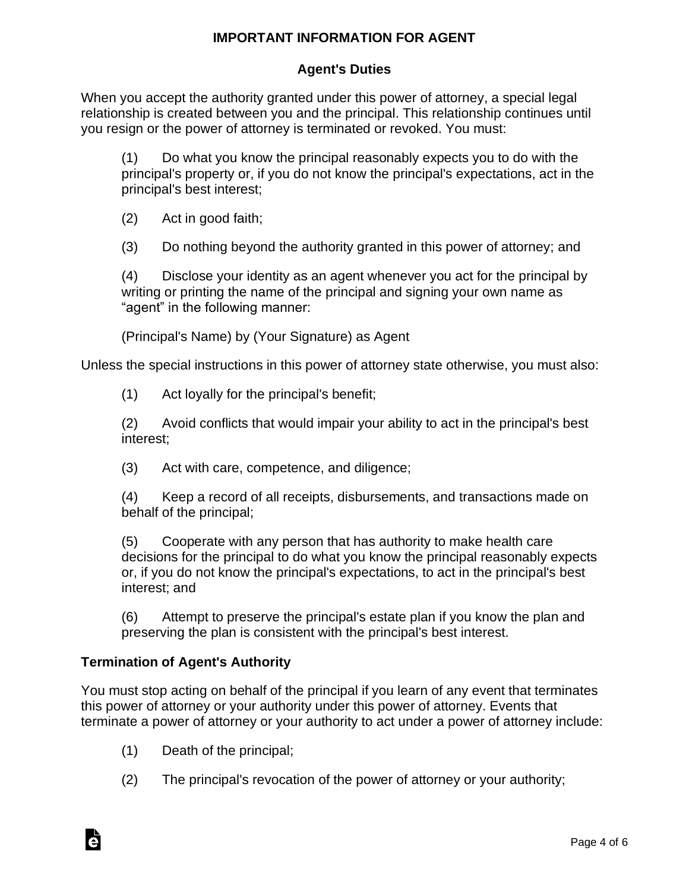# IMPORTANT INFORMATION FOR AGENT

## Agent's Duties

When you accept the authority granted under this power of attorney, a special legal relationship is created between you and the principal. This relationship continues until you resign or the power of attorney is terminated or revoked. You must:

(1) Do what you know the principal reasonably expects you to do with the principal's property or, if you do not know the principal's expectations, act in the principal's best interest;

(2) Act in good faith;

(3) Do nothing beyond the authority granted in this power of attorney; and

(4) Disclose your identity as an agent whenever you act for the principal by writing or printing the name of the principal and signing your own name as "agent" in the following manner:

(Principal's Name) by (Your Signature) as Agent

Unless the special instructions in this power of attorney state otherwise, you must also:

(1) Act loyally for the principal's benefit;

(2) Avoid conflicts that would impair your ability to act in the principal's best interest;

(3) Act with care, competence, and diligence;

(4) Keep a record of all receipts, disbursements, and transactions made on behalf of the principal;

(5) Cooperate with any person that has authority to make health care decisions for the principal to do what you know the principal reasonably expects or, if you do not know the principal's expectations, to act in the principal's best interest; and

(6) Attempt to preserve the principal's estate plan if you know the plan and preserving the plan is consistent with the principal's best interest.

### Termination of Agent's Authority

You must stop acting on behalf of the principal if you learn of any event that terminates this power of attorney or your authority under this power of attorney. Events that terminate a power of attorney or your authority to act under a power of attorney include:

(1) Death of the principal;

(2) The principal's revocation of the power of attorney or your authority;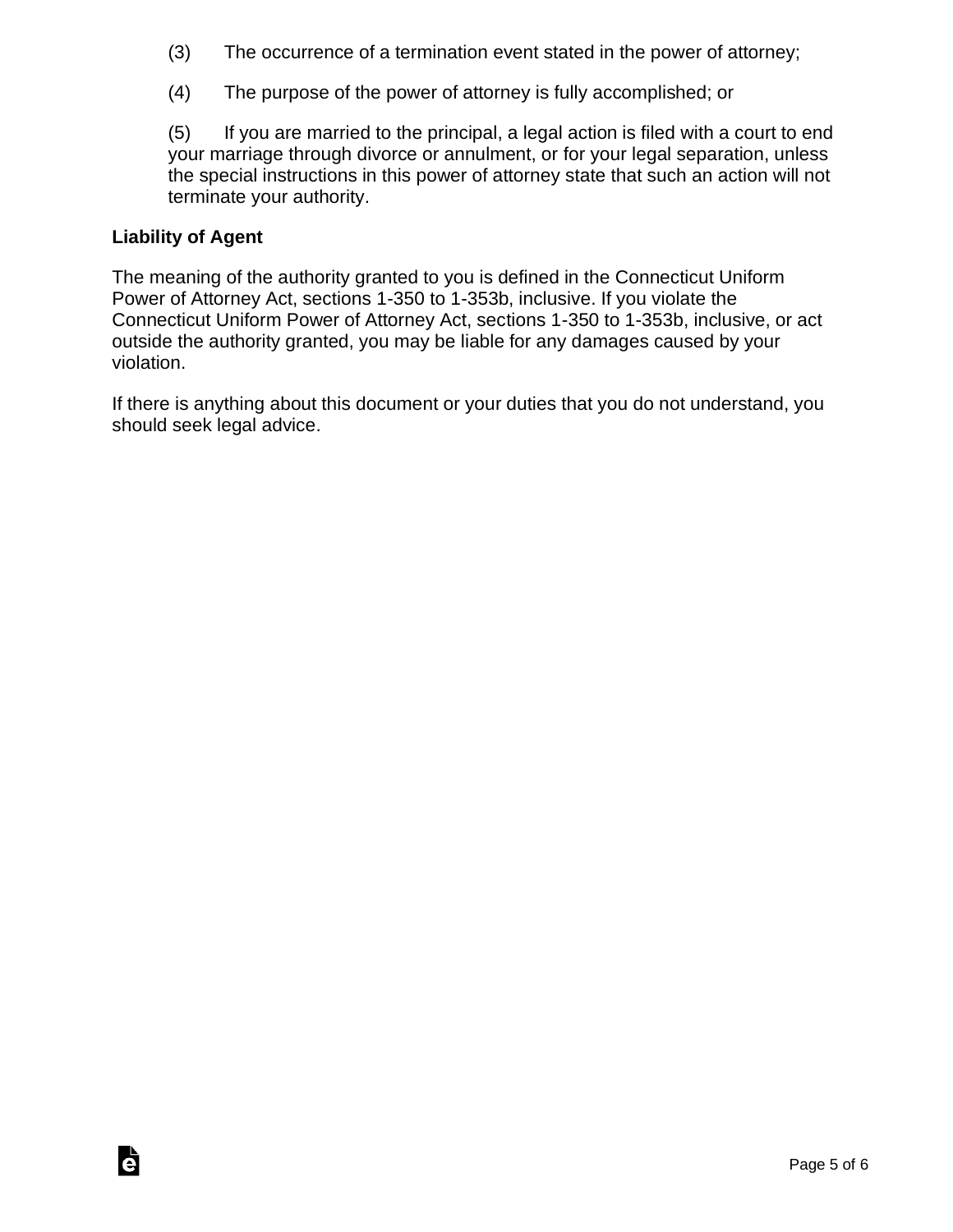(3) The occurrence of a termination event stated in the power of attorney;

(4) The purpose of the power of attorney is fully accomplished; or

(5) If you are married to the principal, a legal action is filed with a court to end your marriage through divorce or annulment, or for your legal separation, unless the special instructions in this power of attorney state that such an action will not terminate your authority.

**Liability of Agent**

The meaning of the authority granted to you is defined in the Connecticut Uniform Power of Attorney Act, sections 1-350 to 1-353b, inclusive. If you violate the Connecticut Uniform Power of Attorney Act, sections 1-350 to 1-353b, inclusive, or act outside the authority granted, you may be liable for any damages caused by your violation.

If there is anything about this document or your duties that you do not understand, you should seek legal advice.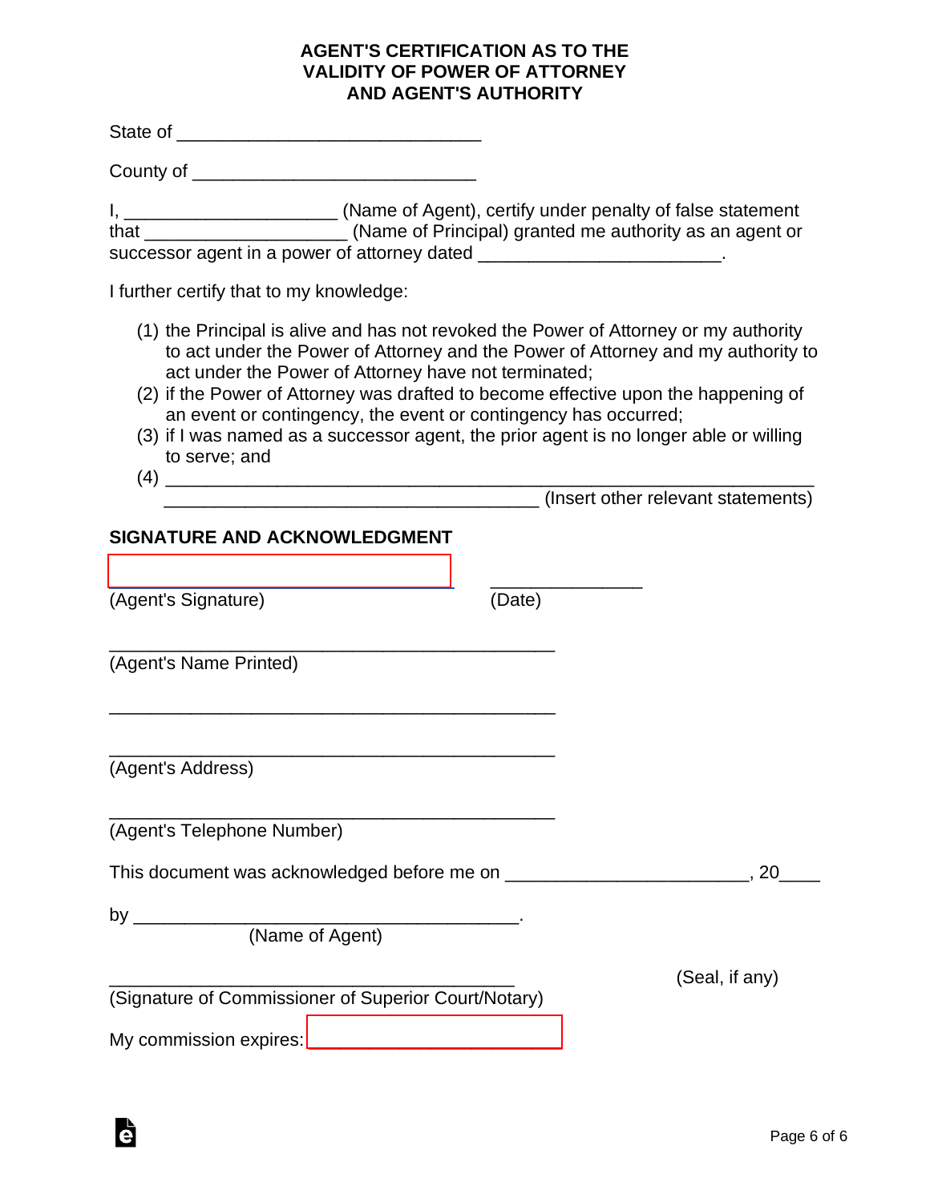**AGENT'S CERTIFICATION AS TO THE VALIDITY OF POWER OF ATTORNEY AND AGENT'S AUTHORITY**

State of ______________________________

County of ____________________________

I, ____________________ (Name of Agent), certify under penalty of false statement that ____________________ (Name of Principal) granted me authority as an agent or successor agent in a power of attorney dated ________________________.

I further certify that to my knowledge:

(1) the Principal is alive and has not revoked the Power of Attorney or my authority to act under the Power of Attorney and the Power of Attorney and my authority to act under the Power of Attorney have not terminated;
(2) if the Power of Attorney was drafted to become effective upon the happening of an event or contingency, the event or contingency has occurred;
(3) if I was named as a successor agent, the prior agent is no longer able or willing to serve; and
(4) ________________________________________________________________
_____________________________________ (Insert other relevant statements)

**SIGNATURE AND ACKNOWLEDGMENT**

_________________________________ _______________
(Agent's Signature) (Date)

____________________________________________
(Agent's Name Printed)

____________________________________________

____________________________________________
(Agent's Address)

____________________________________________
(Agent's Telephone Number)

This document was acknowledged before me on _______________________, 20____

by ______________________________________.
(Name of Agent)

________________________________________ (Seal, if any)
(Signature of Commissioner of Superior Court/Notary)

My commission expires: _________________________